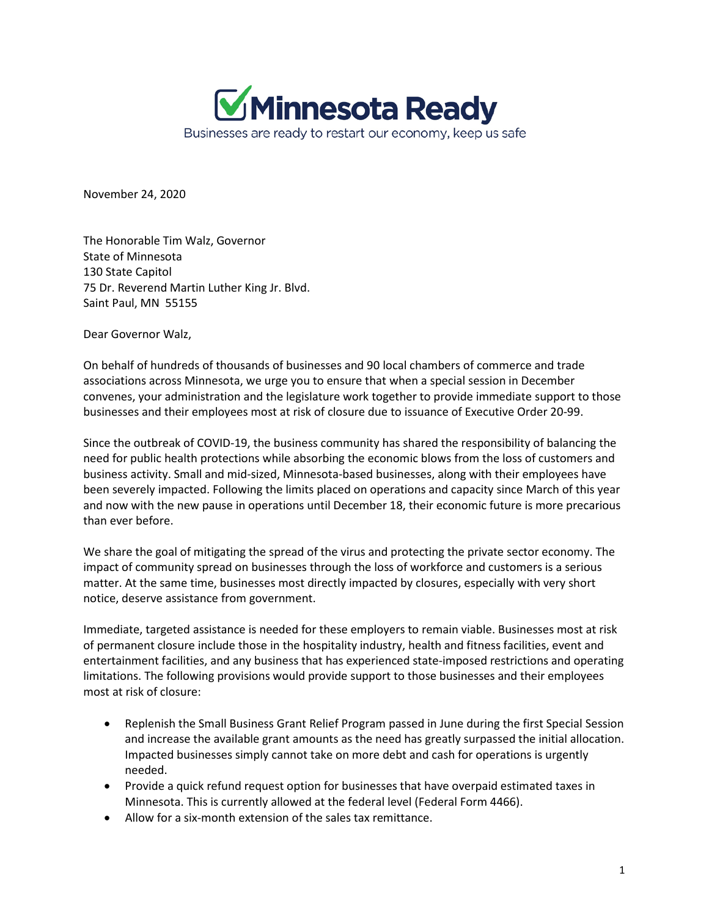# Minnesota Ready

Businesses are ready to restart our economy, keep us safe

November 24, 2020

The Honorable Tim Walz, Governor
State of Minnesota
130 State Capitol
75 Dr. Reverend Martin Luther King Jr. Blvd.
Saint Paul, MN 55155

Dear Governor Walz,

On behalf of hundreds of thousands of businesses and 90 local chambers of commerce and trade associations across Minnesota, we urge you to ensure that when a special session in December convenes, your administration and the legislature work together to provide immediate support to those businesses and their employees most at risk of closure due to issuance of Executive Order 20-99.

Since the outbreak of COVID-19, the business community has shared the responsibility of balancing the need for public health protections while absorbing the economic blows from the loss of customers and business activity. Small and mid-sized, Minnesota-based businesses, along with their employees have been severely impacted. Following the limits placed on operations and capacity since March of this year and now with the new pause in operations until December 18, their economic future is more precarious than ever before.

We share the goal of mitigating the spread of the virus and protecting the private sector economy. The impact of community spread on businesses through the loss of workforce and customers is a serious matter. At the same time, businesses most directly impacted by closures, especially with very short notice, deserve assistance from government.

Immediate, targeted assistance is needed for these employers to remain viable. Businesses most at risk of permanent closure include those in the hospitality industry, health and fitness facilities, event and entertainment facilities, and any business that has experienced state-imposed restrictions and operating limitations. The following provisions would provide support to those businesses and their employees most at risk of closure:

- Replenish the Small Business Grant Relief Program passed in June during the first Special Session and increase the available grant amounts as the need has greatly surpassed the initial allocation. Impacted businesses simply cannot take on more debt and cash for operations is urgently needed.
- Provide a quick refund request option for businesses that have overpaid estimated taxes in Minnesota. This is currently allowed at the federal level (Federal Form 4466).
- Allow for a six-month extension of the sales tax remittance.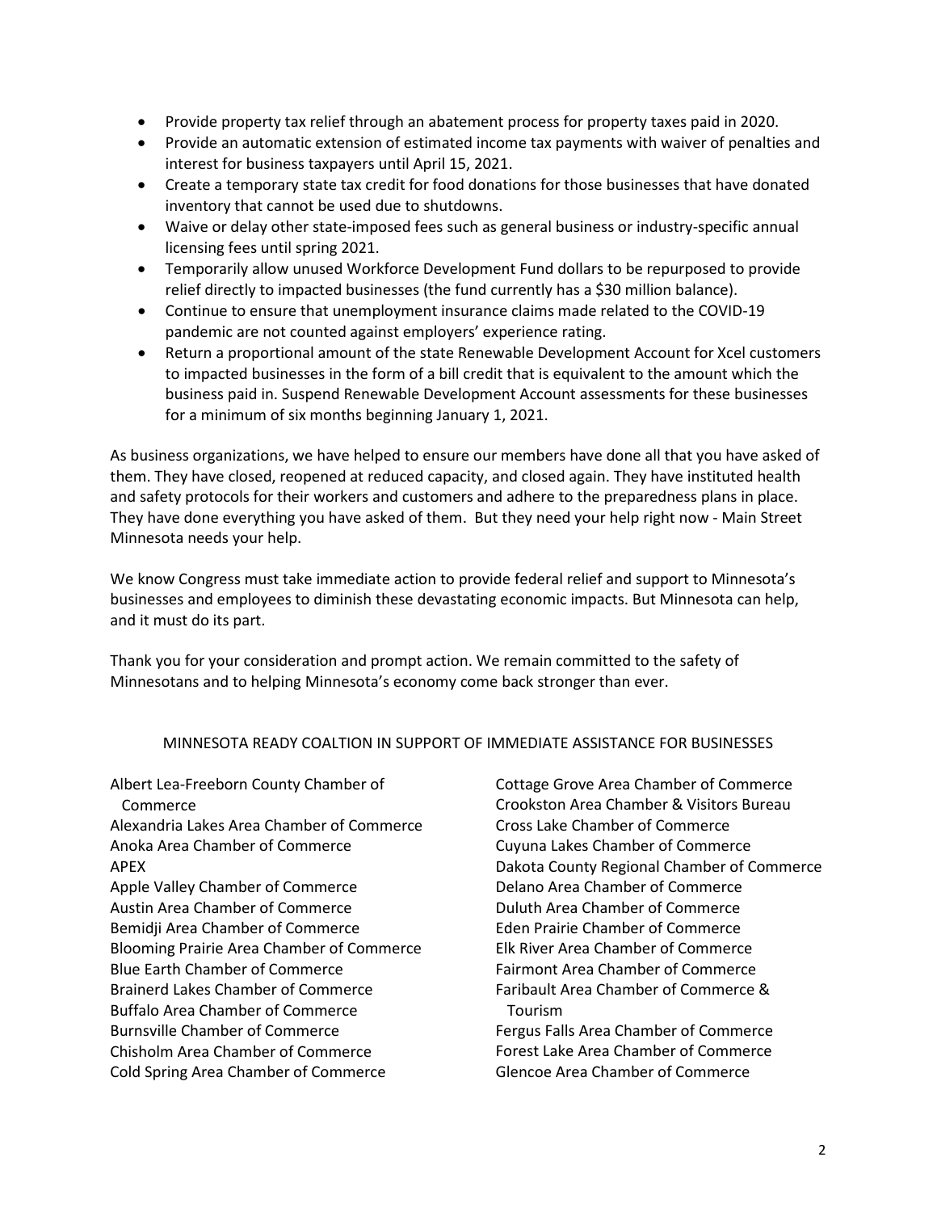- Provide property tax relief through an abatement process for property taxes paid in 2020.
- Provide an automatic extension of estimated income tax payments with waiver of penalties and interest for business taxpayers until April 15, 2021.
- Create a temporary state tax credit for food donations for those businesses that have donated inventory that cannot be used due to shutdowns.
- Waive or delay other state-imposed fees such as general business or industry-specific annual licensing fees until spring 2021.
- Temporarily allow unused Workforce Development Fund dollars to be repurposed to provide relief directly to impacted businesses (the fund currently has a $30 million balance).
- Continue to ensure that unemployment insurance claims made related to the COVID-19 pandemic are not counted against employers' experience rating.
- Return a proportional amount of the state Renewable Development Account for Xcel customers to impacted businesses in the form of a bill credit that is equivalent to the amount which the business paid in. Suspend Renewable Development Account assessments for these businesses for a minimum of six months beginning January 1, 2021.

As business organizations, we have helped to ensure our members have done all that you have asked of them. They have closed, reopened at reduced capacity, and closed again. They have instituted health and safety protocols for their workers and customers and adhere to the preparedness plans in place. They have done everything you have asked of them. But they need your help right now - Main Street Minnesota needs your help.

We know Congress must take immediate action to provide federal relief and support to Minnesota's businesses and employees to diminish these devastating economic impacts. But Minnesota can help, and it must do its part.

Thank you for your consideration and prompt action. We remain committed to the safety of Minnesotans and to helping Minnesota's economy come back stronger than ever.

MINNESOTA READY COALTION IN SUPPORT OF IMMEDIATE ASSISTANCE FOR BUSINESSES

Albert Lea-Freeborn County Chamber of Commerce
Alexandria Lakes Area Chamber of Commerce
Anoka Area Chamber of Commerce
APEX
Apple Valley Chamber of Commerce
Austin Area Chamber of Commerce
Bemidji Area Chamber of Commerce
Blooming Prairie Area Chamber of Commerce
Blue Earth Chamber of Commerce
Brainerd Lakes Chamber of Commerce
Buffalo Area Chamber of Commerce
Burnsville Chamber of Commerce
Chisholm Area Chamber of Commerce
Cold Spring Area Chamber of Commerce
Cottage Grove Area Chamber of Commerce
Crookston Area Chamber & Visitors Bureau
Cross Lake Chamber of Commerce
Cuyuna Lakes Chamber of Commerce
Dakota County Regional Chamber of Commerce
Delano Area Chamber of Commerce
Duluth Area Chamber of Commerce
Eden Prairie Chamber of Commerce
Elk River Area Chamber of Commerce
Fairmont Area Chamber of Commerce
Faribault Area Chamber of Commerce & Tourism
Fergus Falls Area Chamber of Commerce
Forest Lake Area Chamber of Commerce
Glencoe Area Chamber of Commerce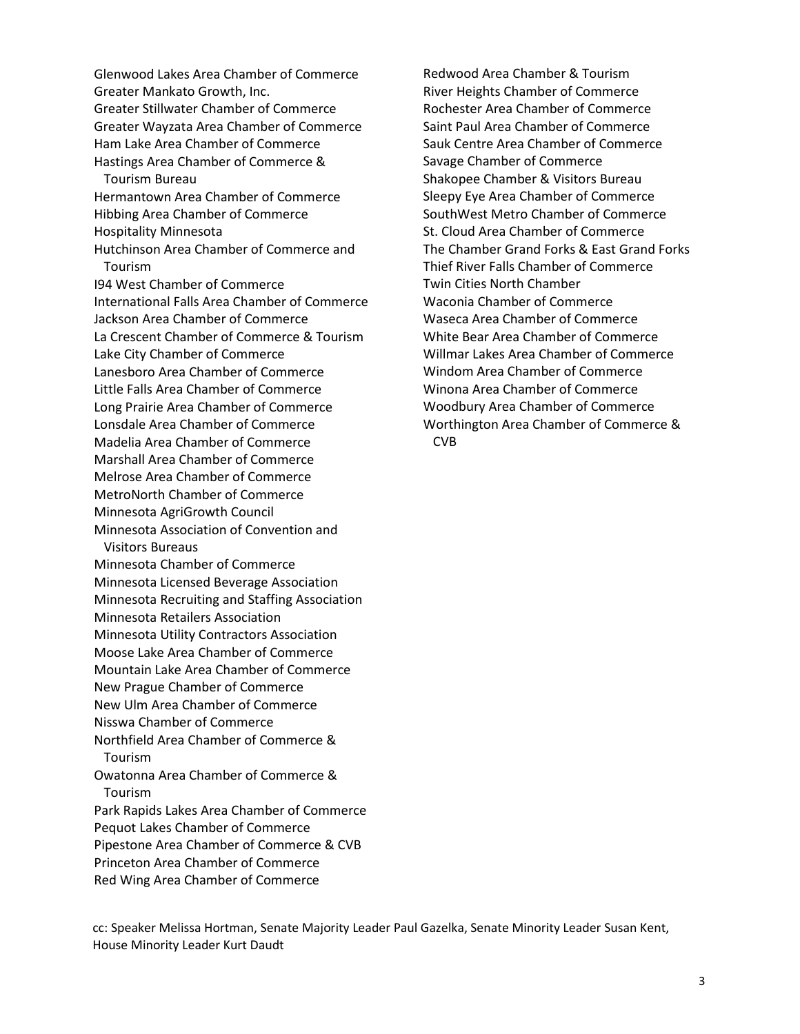Glenwood Lakes Area Chamber of Commerce
Greater Mankato Growth, Inc.
Greater Stillwater Chamber of Commerce
Greater Wayzata Area Chamber of Commerce
Ham Lake Area Chamber of Commerce
Hastings Area Chamber of Commerce & Tourism Bureau
Hermantown Area Chamber of Commerce
Hibbing Area Chamber of Commerce
Hospitality Minnesota
Hutchinson Area Chamber of Commerce and Tourism
I94 West Chamber of Commerce
International Falls Area Chamber of Commerce
Jackson Area Chamber of Commerce
La Crescent Chamber of Commerce & Tourism
Lake City Chamber of Commerce
Lanesboro Area Chamber of Commerce
Little Falls Area Chamber of Commerce
Long Prairie Area Chamber of Commerce
Lonsdale Area Chamber of Commerce
Madelia Area Chamber of Commerce
Marshall Area Chamber of Commerce
Melrose Area Chamber of Commerce
MetroNorth Chamber of Commerce
Minnesota AgriGrowth Council
Minnesota Association of Convention and Visitors Bureaus
Minnesota Chamber of Commerce
Minnesota Licensed Beverage Association
Minnesota Recruiting and Staffing Association
Minnesota Retailers Association
Minnesota Utility Contractors Association
Moose Lake Area Chamber of Commerce
Mountain Lake Area Chamber of Commerce
New Prague Chamber of Commerce
New Ulm Area Chamber of Commerce
Nisswa Chamber of Commerce
Northfield Area Chamber of Commerce & Tourism
Owatonna Area Chamber of Commerce & Tourism
Park Rapids Lakes Area Chamber of Commerce
Pequot Lakes Chamber of Commerce
Pipestone Area Chamber of Commerce & CVB
Princeton Area Chamber of Commerce
Red Wing Area Chamber of Commerce
Redwood Area Chamber & Tourism
River Heights Chamber of Commerce
Rochester Area Chamber of Commerce
Saint Paul Area Chamber of Commerce
Sauk Centre Area Chamber of Commerce
Savage Chamber of Commerce
Shakopee Chamber & Visitors Bureau
Sleepy Eye Area Chamber of Commerce
SouthWest Metro Chamber of Commerce
St. Cloud Area Chamber of Commerce
The Chamber Grand Forks & East Grand Forks
Thief River Falls Chamber of Commerce
Twin Cities North Chamber
Waconia Chamber of Commerce
Waseca Area Chamber of Commerce
White Bear Area Chamber of Commerce
Willmar Lakes Area Chamber of Commerce
Windom Area Chamber of Commerce
Winona Area Chamber of Commerce
Woodbury Area Chamber of Commerce
Worthington Area Chamber of Commerce & CVB

cc: Speaker Melissa Hortman, Senate Majority Leader Paul Gazelka, Senate Minority Leader Susan Kent, House Minority Leader Kurt Daudt